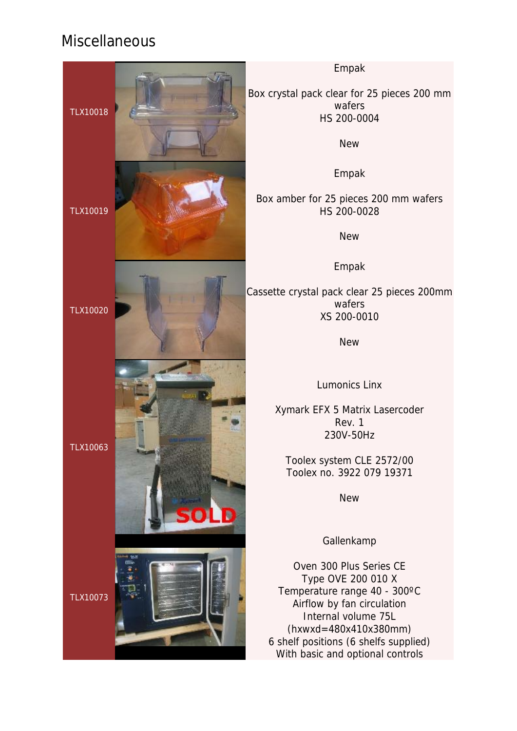# Miscellaneous

| | | |
|---|---|---|
| TLX10018 | | Empak<br><br>Box crystal pack clear for 25 pieces 200 mm wafers<br>HS 200-0004<br><br>New |
| TLX10019 | | Empak<br><br>Box amber for 25 pieces 200 mm wafers<br>HS 200-0028<br><br>New |
| TLX10020 | | Empak<br><br>Cassette crystal pack clear 25 pieces 200mm wafers<br>XS 200-0010<br><br>New |
| TLX10063 | SOLD | Lumonics Linx<br><br>Xymark EFX 5 Matrix Lasercoder<br>Rev. 1<br>230V-50Hz<br><br>Toolex system CLE 2572/00<br>Toolex no. 3922 079 19371<br><br>New |
| TLX10073 | | Gallenkamp<br><br>Oven 300 Plus Series CE<br>Type OVE 200 010 X<br>Temperature range 40 - 300ºC<br>Airflow by fan circulation<br>Internal volume 75L<br>(hxwxd=480x410x380mm)<br>6 shelf positions (6 shelfs supplied)<br>With basic and optional controls |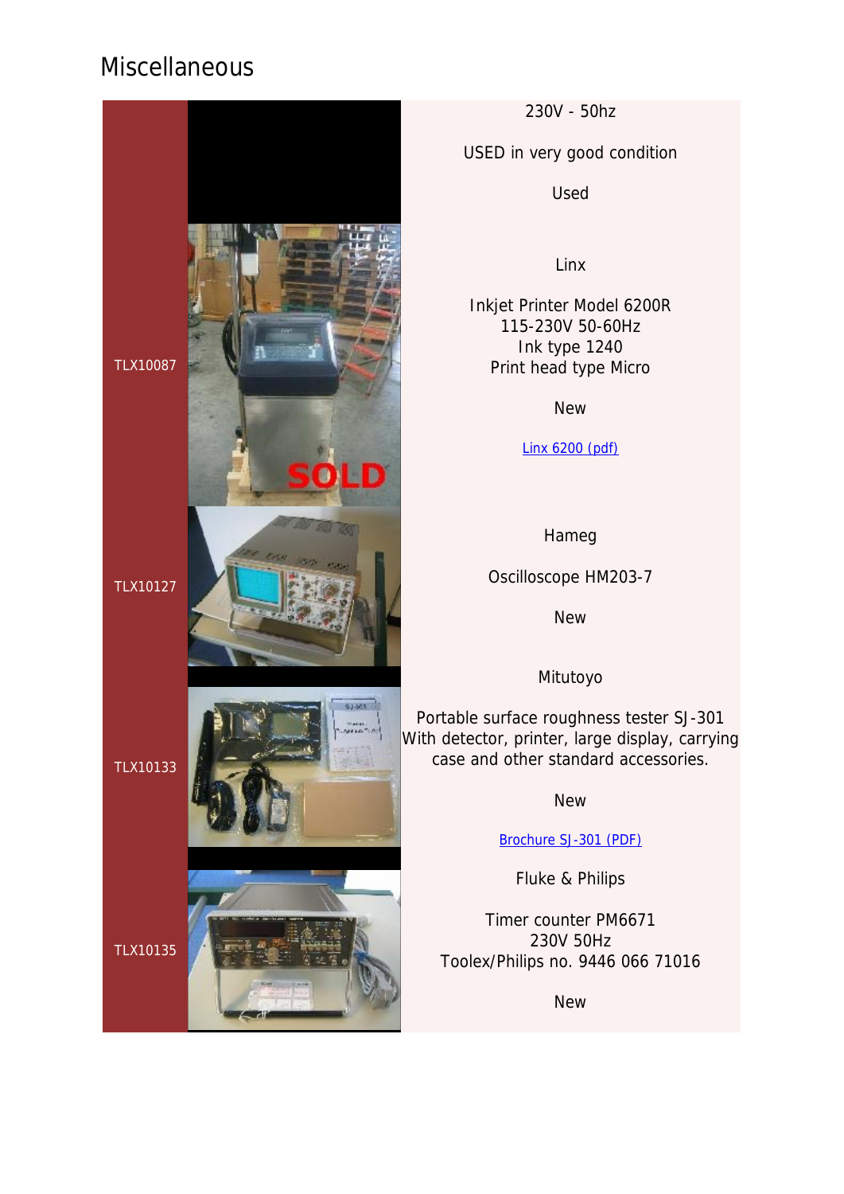# Miscellaneous

| | |
|---|---|
| | 230V - 50hz<br><br>USED in very good condition<br><br>Used |
| TLX10087 | Linx<br><br>Inkjet Printer Model 6200R<br>115-230V 50-60Hz<br>Ink type 1240<br>Print head type Micro<br><br>New<br><br>Linx 6200 (pdf) |
| TLX10127 | Hameg<br><br>Oscilloscope HM203-7<br><br>New |
| TLX10133 | Mitutoyo<br><br>Portable surface roughness tester SJ-301<br>With detector, printer, large display, carrying case and other standard accessories.<br><br>New<br><br>Brochure SJ-301 (PDF) |
| TLX10135 | Fluke & Philips<br><br>Timer counter PM6671<br>230V 50Hz<br>Toolex/Philips no. 9446 066 71016<br><br>New |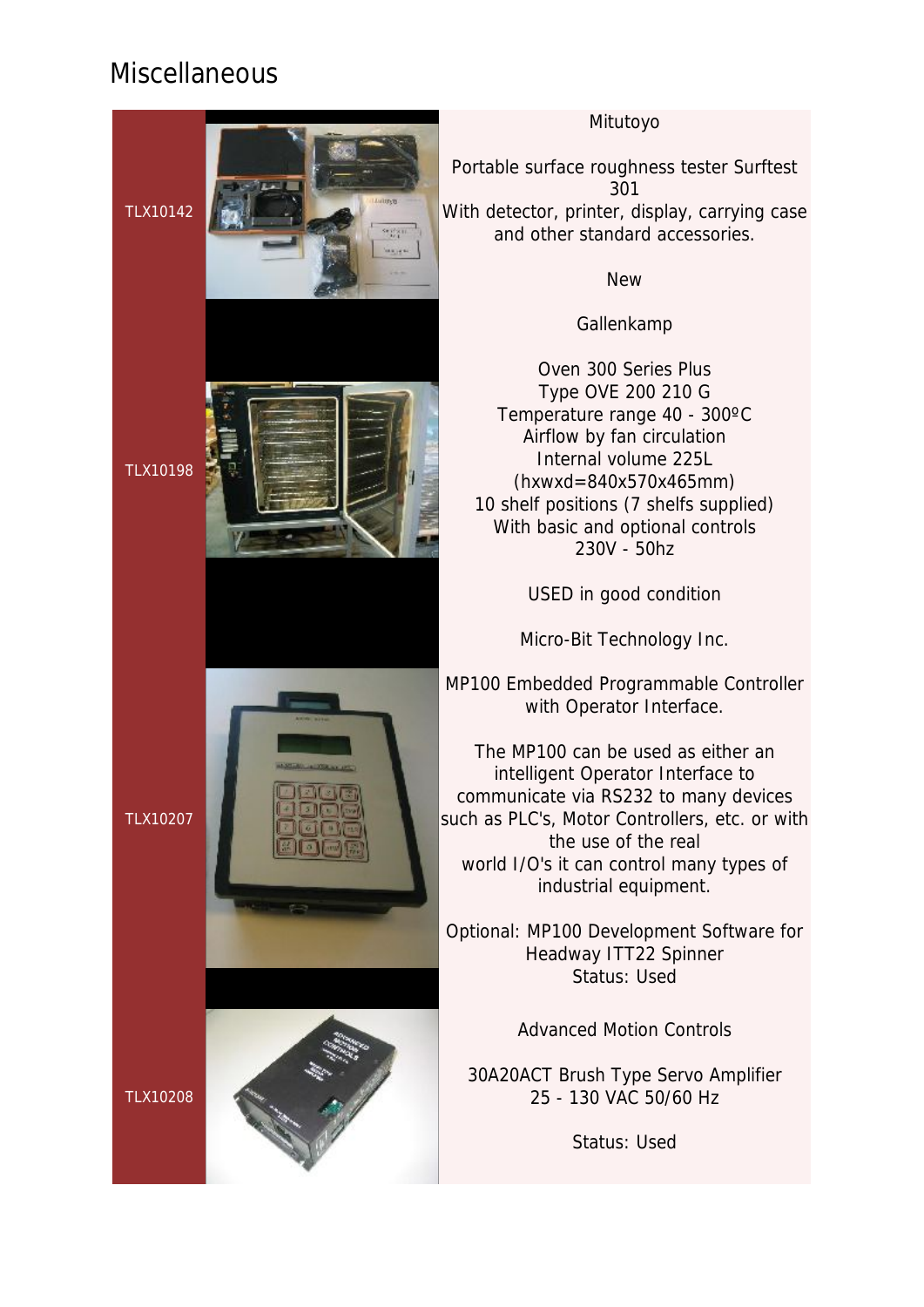# Miscellaneous

| | |
|---|---|
| TLX10142 | Mitutoyo<br><br>Portable surface roughness tester Surftest 301<br>With detector, printer, display, carrying case and other standard accessories.<br><br>New |
| TLX10198 | Gallenkamp<br><br>Oven 300 Series Plus<br>Type OVE 200 210 G<br>Temperature range 40 - 300ºC<br>Airflow by fan circulation<br>Internal volume 225L<br>(hxwxd=840x570x465mm)<br>10 shelf positions (7 shelfs supplied)<br>With basic and optional controls<br>230V - 50hz<br><br>USED in good condition |
| TLX10207 | Micro-Bit Technology Inc.<br><br>MP100 Embedded Programmable Controller with Operator Interface.<br><br>The MP100 can be used as either an intelligent Operator Interface to communicate via RS232 to many devices such as PLC's, Motor Controllers, etc. or with the use of the real world I/O's it can control many types of industrial equipment.<br><br>Optional: MP100 Development Software for Headway ITT22 Spinner<br>Status: Used |
| TLX10208 | Advanced Motion Controls<br><br>30A20ACT Brush Type Servo Amplifier<br>25 - 130 VAC 50/60 Hz<br><br>Status: Used |